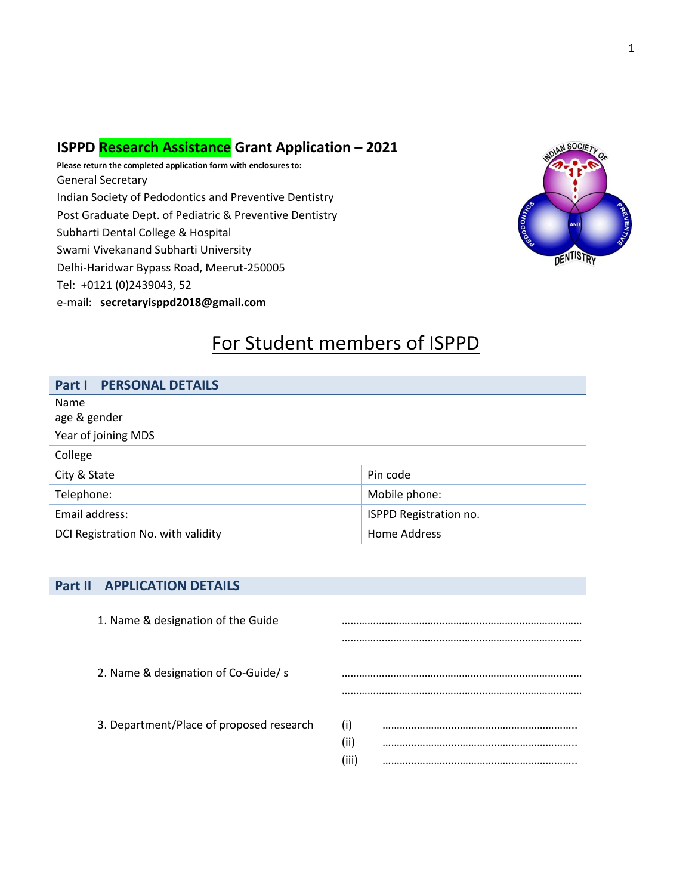# ISPPD Research Assistance Grant Application – 2021

**Please return the completed application form with enclosures to:**

General Secretary
Indian Society of Pedodontics and Preventive Dentistry
Post Graduate Dept. of Pediatric & Preventive Dentistry
Subharti Dental College & Hospital
Swami Vivekanand Subharti University
Delhi-Haridwar Bypass Road, Meerut-250005
Tel: +0121 (0)2439043, 52
e-mail: **secretaryisppd2018@gmail.com**

## For Student members of ISPPD

| **Part I PERSONAL DETAILS** | |
|---|---|
| Name<br>age & gender | |
| Year of joining MDS | |
| College | |
| City & State | Pin code |
| Telephone: | Mobile phone: |
| Email address: | ISPPD Registration no. |
| DCI Registration No. with validity | Home Address |

## Part II APPLICATION DETAILS

1. Name & designation of the Guide ……………………………………………………………………………
……………………………………………………………………………

2. Name & designation of Co-Guide/ s ……………………………………………………………………………
……………………………………………………………………………

3. Department/Place of proposed research
(i) …………………………………………………………
(ii) …………………………………………………………
(iii) …………………………………………………………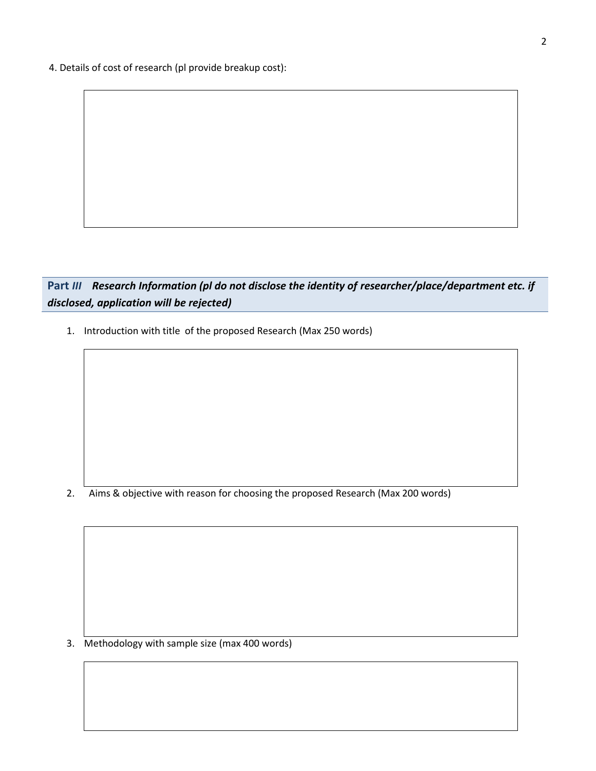4. Details of cost of research (pl provide breakup cost):

## Part *III* ***Research Information (pl do not disclose the identity of researcher/place/department etc. if disclosed, application will be rejected)***

1. Introduction with title of the proposed Research (Max 250 words)

2. Aims & objective with reason for choosing the proposed Research (Max 200 words)

3. Methodology with sample size (max 400 words)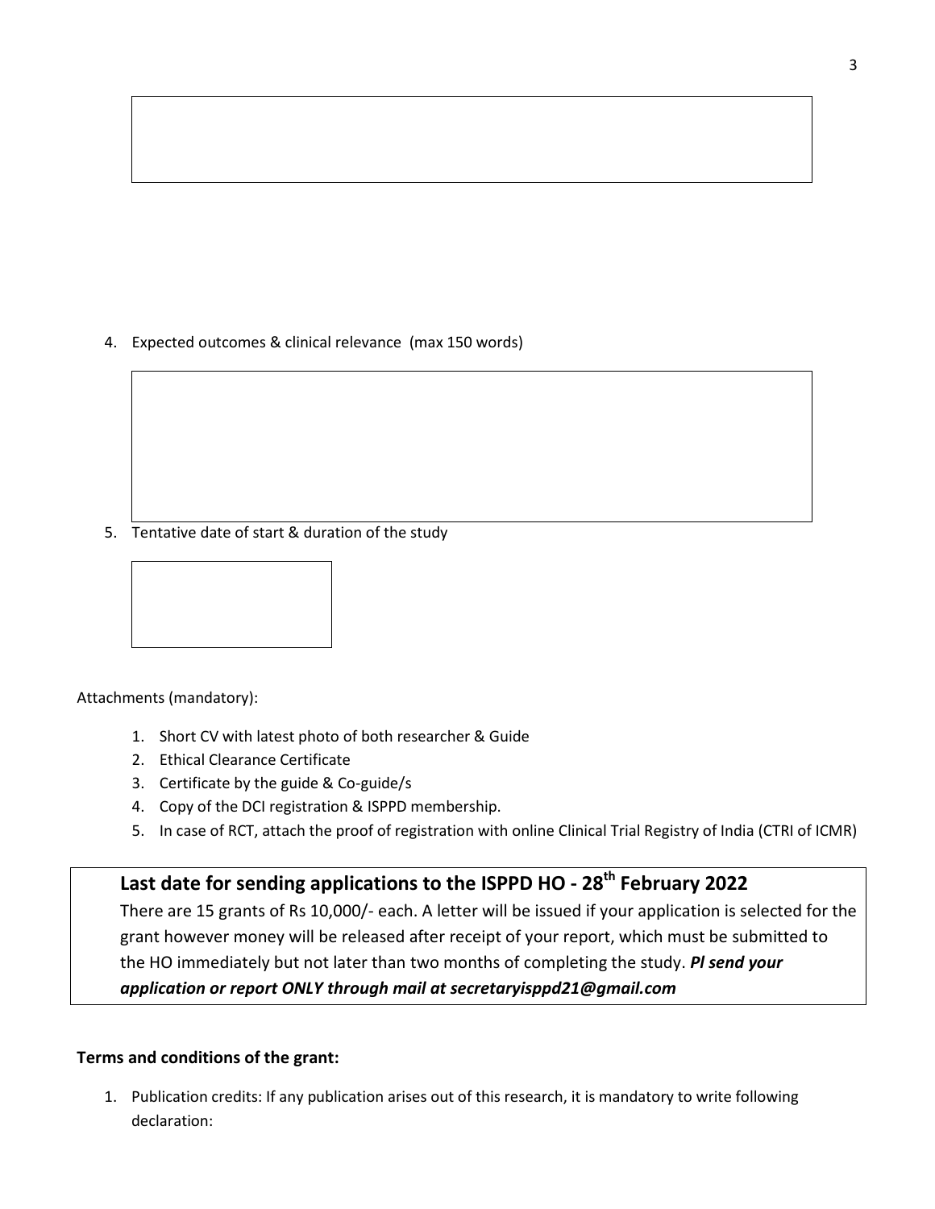4. Expected outcomes & clinical relevance (max 150 words)

5. Tentative date of start & duration of the study

Attachments (mandatory):

1. Short CV with latest photo of both researcher & Guide
2. Ethical Clearance Certificate
3. Certificate by the guide & Co-guide/s
4. Copy of the DCI registration & ISPPD membership.
5. In case of RCT, attach the proof of registration with online Clinical Trial Registry of India (CTRI of ICMR)

**Last date for sending applications to the ISPPD HO - 28th February 2022**

There are 15 grants of Rs 10,000/- each. A letter will be issued if your application is selected for the grant however money will be released after receipt of your report, which must be submitted to the HO immediately but not later than two months of completing the study. ***Pl send your application or report ONLY through mail at secretaryisppd21@gmail.com***

**Terms and conditions of the grant:**

1. Publication credits: If any publication arises out of this research, it is mandatory to write following declaration: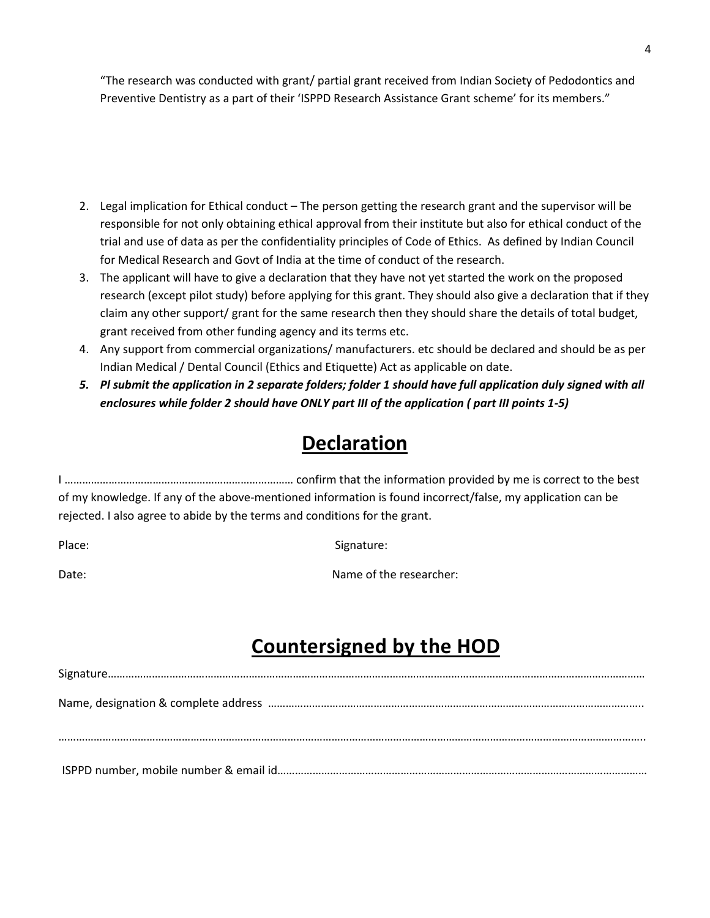"The research was conducted with grant/ partial grant received from Indian Society of Pedodontics and Preventive Dentistry as a part of their 'ISPPD Research Assistance Grant scheme' for its members."

2. Legal implication for Ethical conduct – The person getting the research grant and the supervisor will be responsible for not only obtaining ethical approval from their institute but also for ethical conduct of the trial and use of data as per the confidentiality principles of Code of Ethics. As defined by Indian Council for Medical Research and Govt of India at the time of conduct of the research.
3. The applicant will have to give a declaration that they have not yet started the work on the proposed research (except pilot study) before applying for this grant. They should also give a declaration that if they claim any other support/ grant for the same research then they should share the details of total budget, grant received from other funding agency and its terms etc.
4. Any support from commercial organizations/ manufacturers. etc should be declared and should be as per Indian Medical / Dental Council (Ethics and Etiquette) Act as applicable on date.
5. ***Pl submit the application in 2 separate folders; folder 1 should have full application duly signed with all enclosures while folder 2 should have ONLY part III of the application ( part III points 1-5)***

# Declaration

I …………………………………………………………………… confirm that the information provided by me is correct to the best of my knowledge. If any of the above-mentioned information is found incorrect/false, my application can be rejected. I also agree to abide by the terms and conditions for the grant.

Place: Signature:

Date: Name of the researcher:

# Countersigned by the HOD

Signature………………………………………………………………………………………………………………………………………………………

Name, designation & complete address …………………………………………………………………………………………………………..

…………………………………………………………………………………………………………………………………………………………………..

ISPPD number, mobile number & email id……………………………………………………………………………………………………………